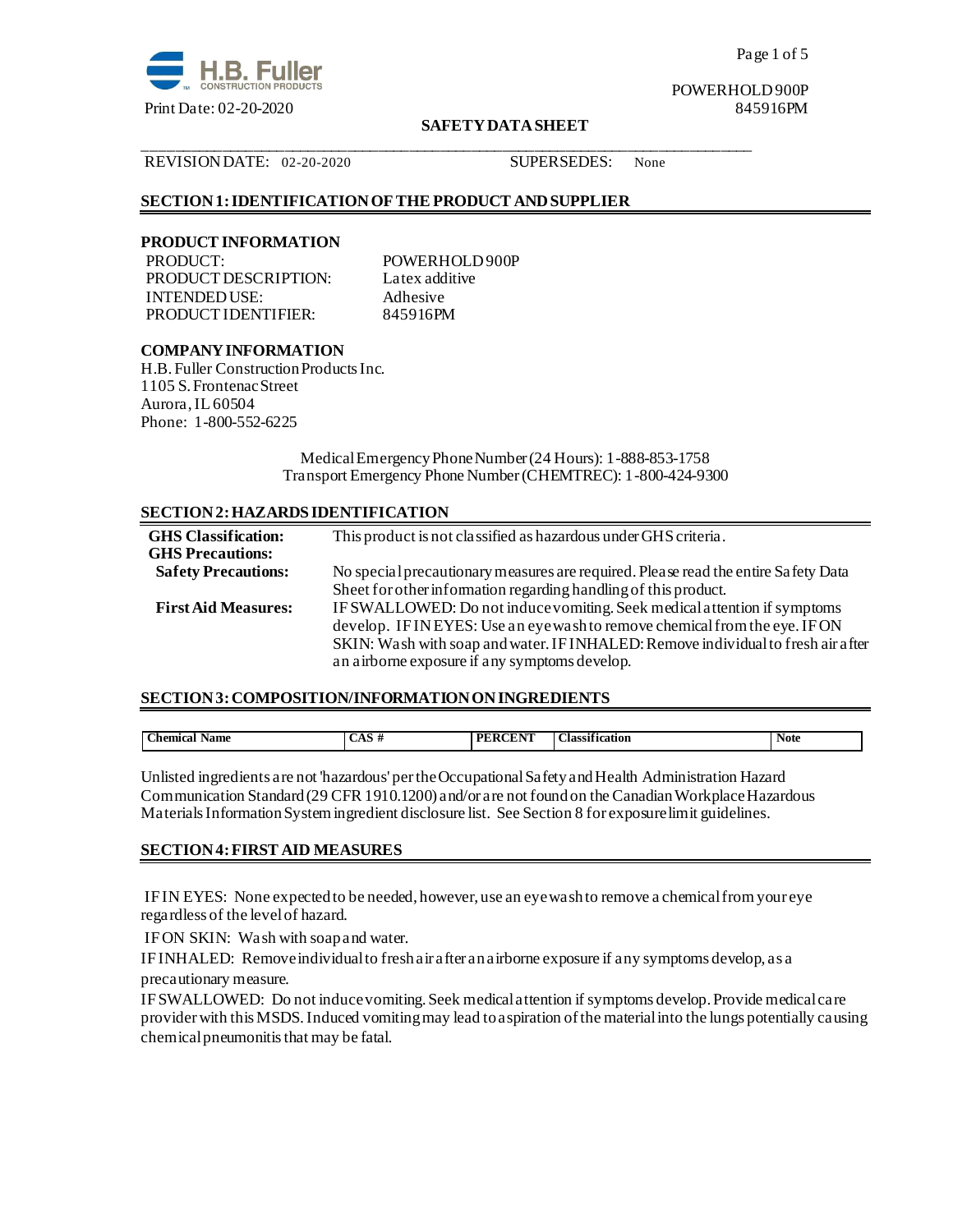H.B. Fuller
CONSTRUCTION PRODUCTS

Print Date: 02-20-2020

POWERHOLD 900P
845916PM

**SAFETY DATA SHEET**

REVISION DATE: 02-20-2020 SUPERSEDES: None

## SECTION 1: IDENTIFICATION OF THE PRODUCT AND SUPPLIER

### PRODUCT INFORMATION

| | |
|---|---|
| PRODUCT: | POWERHOLD 900P |
| PRODUCT DESCRIPTION: | Latex additive |
| INTENDED USE: | Adhesive |
| PRODUCT IDENTIFIER: | 845916PM |

### COMPANY INFORMATION

H.B. Fuller Construction Products Inc.
1105 S. Frontenac Street
Aurora, IL 60504
Phone: 1-800-552-6225

Medical Emergency Phone Number (24 Hours): 1-888-853-1758
Transport Emergency Phone Number (CHEMTREC): 1-800-424-9300

## SECTION 2: HAZARDS IDENTIFICATION

| | |
|---|---|
| **GHS Classification:** | This product is not classified as hazardous under GHS criteria. |
| **GHS Precautions:** | |
| **Safety Precautions:** | No special precautionary measures are required. Please read the entire Safety Data Sheet for other information regarding handling of this product. |
| **First Aid Measures:** | IF SWALLOWED: Do not induce vomiting. Seek medical attention if symptoms develop. IF IN EYES: Use an eyewash to remove chemical from the eye. IF ON SKIN: Wash with soap and water. IF INHALED: Remove individual to fresh air after an airborne exposure if any symptoms develop. |

## SECTION 3: COMPOSITION/INFORMATION ON INGREDIENTS

| Chemical Name | CAS # | PERCENT | Classification | Note |
|---|---|---|---|---|

Unlisted ingredients are not 'hazardous' per the Occupational Safety and Health Administration Hazard Communication Standard (29 CFR 1910.1200) and/or are not found on the Canadian Workplace Hazardous Materials Information System ingredient disclosure list. See Section 8 for exposure limit guidelines.

## SECTION 4: FIRST AID MEASURES

IF IN EYES: None expected to be needed, however, use an eyewash to remove a chemical from your eye regardless of the level of hazard.

IF ON SKIN: Wash with soap and water.

IF INHALED: Remove individual to fresh air after an airborne exposure if any symptoms develop, as a precautionary measure.

IF SWALLOWED: Do not induce vomiting. Seek medical attention if symptoms develop. Provide medical care provider with this MSDS. Induced vomiting may lead to aspiration of the material into the lungs potentially causing chemical pneumonitis that may be fatal.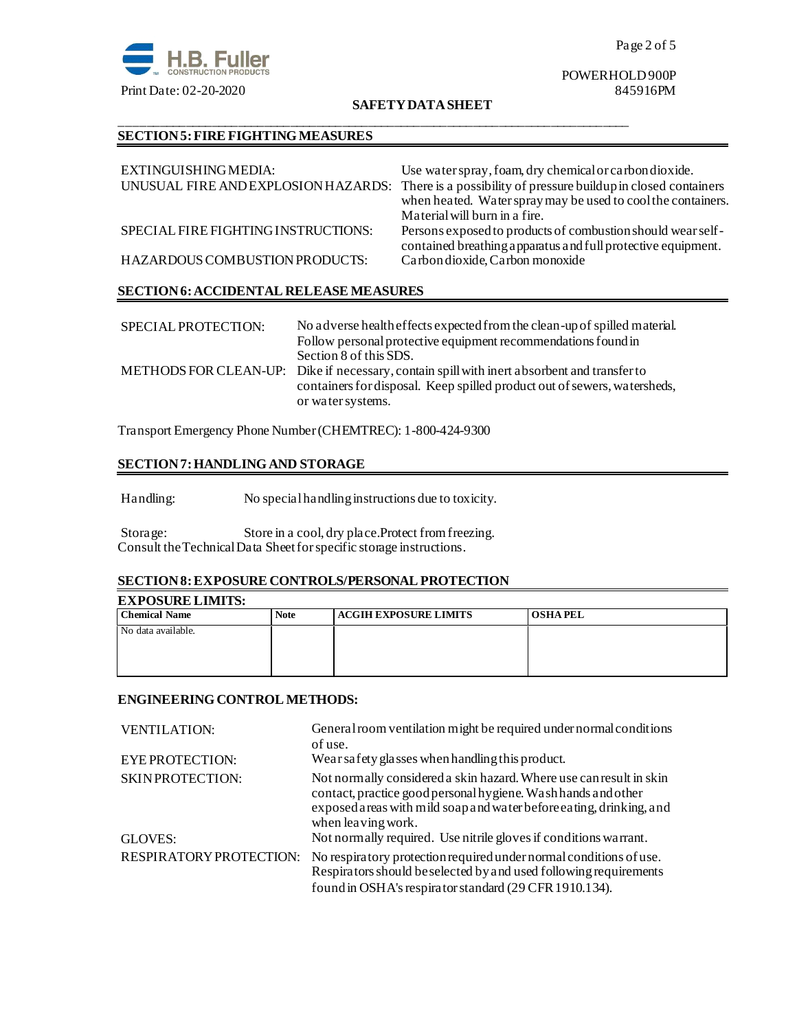## SECTION 5: FIRE FIGHTING MEASURES

| | |
|---|---|
| EXTINGUISHING MEDIA: | Use water spray, foam, dry chemical or carbon dioxide. |
| UNUSUAL FIRE AND EXPLOSION HAZARDS: | There is a possibility of pressure buildup in closed containers when heated. Water spray may be used to cool the containers. Material will burn in a fire. |
| SPECIAL FIRE FIGHTING INSTRUCTIONS: | Persons exposed to products of combustion should wear self-contained breathing apparatus and full protective equipment. |
| HAZARDOUS COMBUSTION PRODUCTS: | Carbon dioxide, Carbon monoxide |

## SECTION 6: ACCIDENTAL RELEASE MEASURES

| | |
|---|---|
| SPECIAL PROTECTION: | No adverse health effects expected from the clean-up of spilled material. Follow personal protective equipment recommendations found in Section 8 of this SDS. |
| METHODS FOR CLEAN-UP: | Dike if necessary, contain spill with inert absorbent and transfer to containers for disposal. Keep spilled product out of sewers, watersheds, or water systems. |

Transport Emergency Phone Number (CHEMTREC): 1-800-424-9300

## SECTION 7: HANDLING AND STORAGE

Handling: No special handling instructions due to toxicity.

Storage: Store in a cool, dry place.Protect from freezing.
Consult the Technical Data Sheet for specific storage instructions.

## SECTION 8: EXPOSURE CONTROLS/PERSONAL PROTECTION

**EXPOSURE LIMITS:**

| Chemical Name | Note | ACGIH EXPOSURE LIMITS | OSHA PEL |
|---|---|---|---|
| No data available. | | | |

**ENGINEERING CONTROL METHODS:**

| | |
|---|---|
| VENTILATION: | General room ventilation might be required under normal conditions of use. |
| EYE PROTECTION: | Wear safety glasses when handling this product. |
| SKIN PROTECTION: | Not normally considered a skin hazard. Where use can result in skin contact, practice good personal hygiene. Wash hands and other exposed areas with mild soap and water before eating, drinking, and when leaving work. |
| GLOVES: | Not normally required. Use nitrile gloves if conditions warrant. |
| RESPIRATORY PROTECTION: | No respiratory protection required under normal conditions of use. Respirators should be selected by and used following requirements found in OSHA's respirator standard (29 CFR 1910.134). |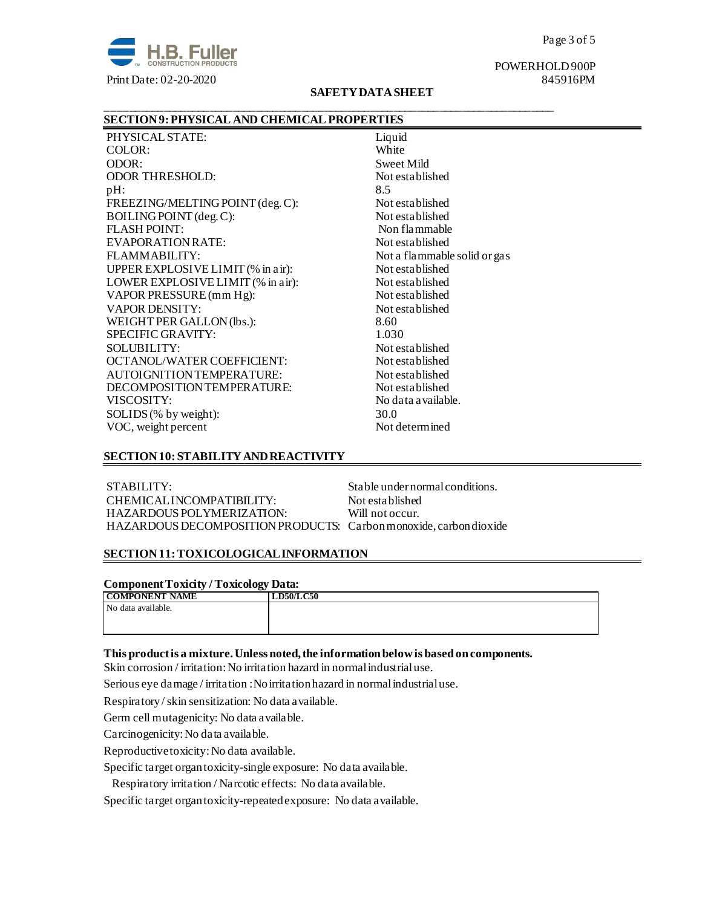## SECTION 9: PHYSICAL AND CHEMICAL PROPERTIES

| | |
|---|---|
| PHYSICAL STATE: | Liquid |
| COLOR: | White |
| ODOR: | Sweet Mild |
| ODOR THRESHOLD: | Not established |
| pH: | 8.5 |
| FREEZING/MELTING POINT (deg. C): | Not established |
| BOILING POINT (deg. C): | Not established |
| FLASH POINT: | Non flammable |
| EVAPORATION RATE: | Not established |
| FLAMMABILITY: | Not a flammable solid or gas |
| UPPER EXPLOSIVE LIMIT (% in air): | Not established |
| LOWER EXPLOSIVE LIMIT (% in air): | Not established |
| VAPOR PRESSURE (mm Hg): | Not established |
| VAPOR DENSITY: | Not established |
| WEIGHT PER GALLON (lbs.): | 8.60 |
| SPECIFIC GRAVITY: | 1.030 |
| SOLUBILITY: | Not established |
| OCTANOL/WATER COEFFICIENT: | Not established |
| AUTOIGNITION TEMPERATURE: | Not established |
| DECOMPOSITION TEMPERATURE: | Not established |
| VISCOSITY: | No data available. |
| SOLIDS (% by weight): | 30.0 |
| VOC, weight percent | Not determined |

## SECTION 10: STABILITY AND REACTIVITY

| | |
|---|---|
| STABILITY: | Stable under normal conditions. |
| CHEMICAL INCOMPATIBILITY: | Not established |
| HAZARDOUS POLYMERIZATION: | Will not occur. |
| HAZARDOUS DECOMPOSITION PRODUCTS: | Carbon monoxide, carbon dioxide |

## SECTION 11: TOXICOLOGICAL INFORMATION

**Component Toxicity / Toxicology Data:**

| COMPONENT NAME | LD50/LC50 |
|---|---|
| No data available. | |

**This product is a mixture. Unless noted, the information below is based on components.**

Skin corrosion / irritation: No irritation hazard in normal industrial use.

Serious eye damage / irritation : No irritation hazard in normal industrial use.

Respiratory / skin sensitization: No data available.

Germ cell mutagenicity: No data available.

Carcinogenicity: No data available.

Reproductive toxicity: No data available.

Specific target organ toxicity-single exposure: No data available.

Respiratory irritation / Narcotic effects: No data available.

Specific target organ toxicity-repeated exposure: No data available.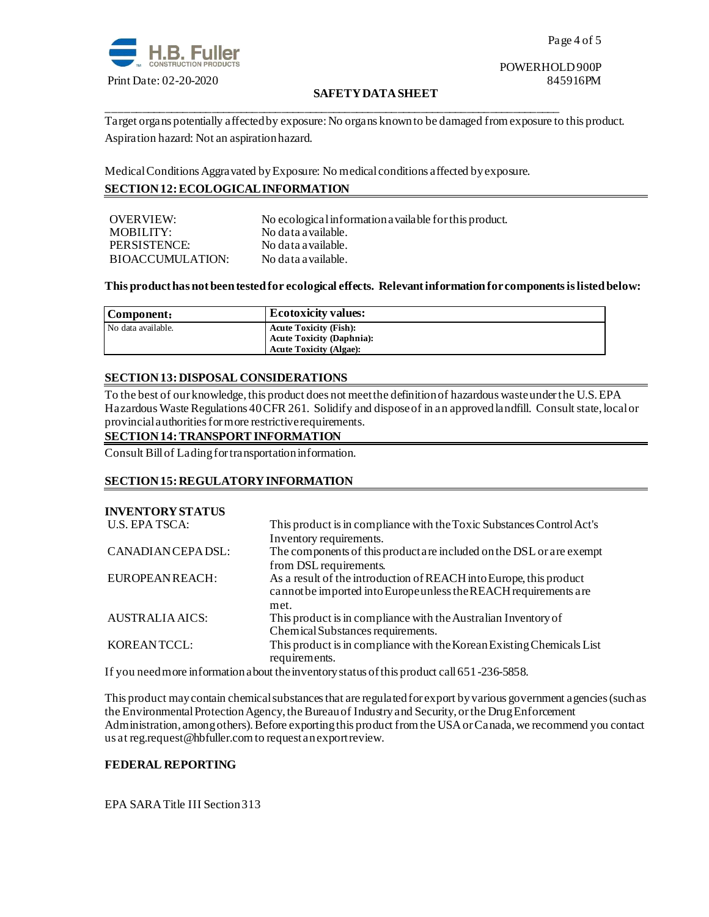Target organs potentially affected by exposure: No organs known to be damaged from exposure to this product.
Aspiration hazard: Not an aspiration hazard.

Medical Conditions Aggravated by Exposure: No medical conditions affected by exposure.

## SECTION 12: ECOLOGICAL INFORMATION

| | |
|---|---|
| OVERVIEW: | No ecological information available for this product. |
| MOBILITY: | No data available. |
| PERSISTENCE: | No data available. |
| BIOACCUMULATION: | No data available. |

**This product has not been tested for ecological effects. Relevant information for components is listed below:**

| Component: | Ecotoxicity values: |
|---|---|
| No data available. | **Acute Toxicity (Fish):**<br>**Acute Toxicity (Daphnia):**<br>**Acute Toxicity (Algae):** |

## SECTION 13: DISPOSAL CONSIDERATIONS

To the best of our knowledge, this product does not meet the definition of hazardous waste under the U.S. EPA Hazardous Waste Regulations 40 CFR 261. Solidify and dispose of in an approved landfill. Consult state, local or provincial authorities for more restrictive requirements.

## SECTION 14: TRANSPORT INFORMATION

Consult Bill of Lading for transportation information.

## SECTION 15: REGULATORY INFORMATION

**INVENTORY STATUS**

| | |
|---|---|
| U.S. EPA TSCA: | This product is in compliance with the Toxic Substances Control Act's Inventory requirements. |
| CANADIAN CEPA DSL: | The components of this product are included on the DSL or are exempt from DSL requirements. |
| EUROPEAN REACH: | As a result of the introduction of REACH into Europe, this product cannot be imported into Europe unless the REACH requirements are met. |
| AUSTRALIA AICS: | This product is in compliance with the Australian Inventory of Chemical Substances requirements. |
| KOREAN TCCL: | This product is in compliance with the Korean Existing Chemicals List requirements. |

If you need more information about the inventory status of this product call 651-236-5858.

This product may contain chemical substances that are regulated for export by various government agencies (such as the Environmental Protection Agency, the Bureau of Industry and Security, or the Drug Enforcement Administration, among others). Before exporting this product from the USA or Canada, we recommend you contact us at reg.request@hbfuller.com to request an export review.

**FEDERAL REPORTING**

EPA SARA Title III Section 313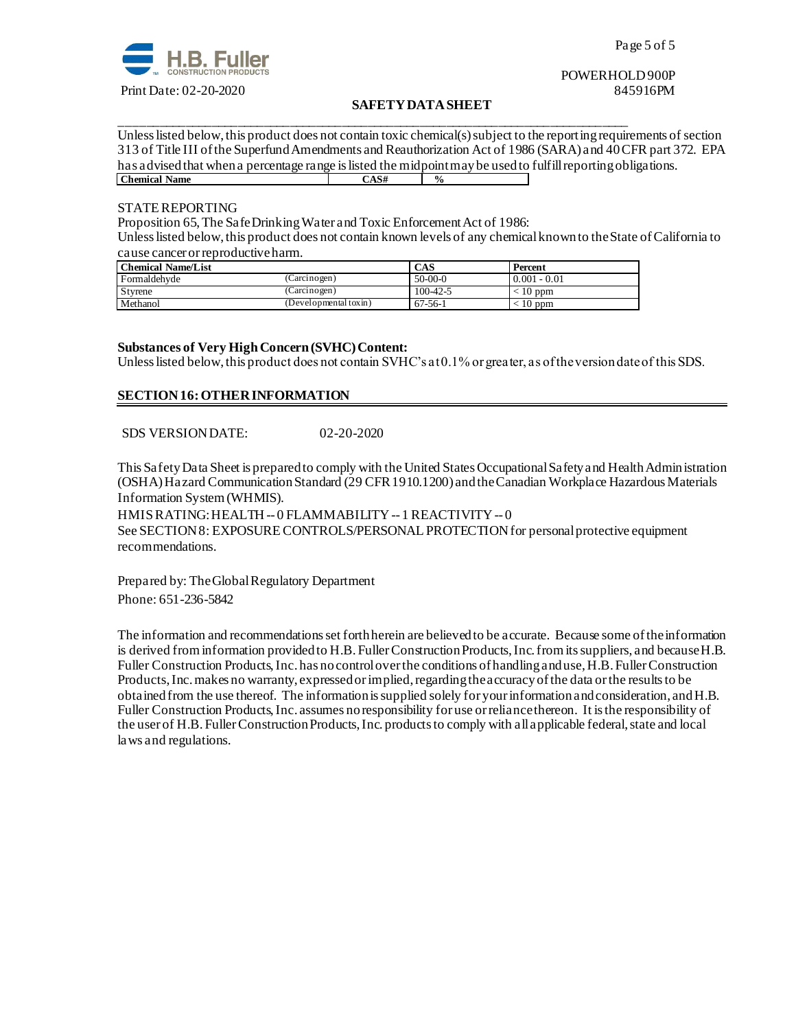Unless listed below, this product does not contain toxic chemical(s) subject to the reporting requirements of section 313 of Title III of the Superfund Amendments and Reauthorization Act of 1986 (SARA) and 40 CFR part 372. EPA has advised that when a percentage range is listed the midpoint may be used to fulfill reporting obligations.

| Chemical Name | CAS# | % |
|---|---|---|

STATE REPORTING

Proposition 65, The Safe Drinking Water and Toxic Enforcement Act of 1986:

Unless listed below, this product does not contain known levels of any chemical known to the State of California to cause cancer or reproductive harm.

| Chemical Name/List | | CAS | Percent |
|---|---|---|---|
| Formaldehyde | (Carcinogen) | 50-00-0 | 0.001 - 0.01 |
| Styrene | (Carcinogen) | 100-42-5 | < 10 ppm |
| Methanol | (Developmental toxin) | 67-56-1 | < 10 ppm |

**Substances of Very High Concern (SVHC) Content:**

Unless listed below, this product does not contain SVHC's at 0.1% or greater, as of the version date of this SDS.

## SECTION 16: OTHER INFORMATION

SDS VERSION DATE: 02-20-2020

This Safety Data Sheet is prepared to comply with the United States Occupational Safety and Health Administration (OSHA) Hazard Communication Standard (29 CFR 1910.1200) and the Canadian Workplace Hazardous Materials Information System (WHMIS).

HMIS RATING: HEALTH -- 0 FLAMMABILITY -- 1 REACTIVITY -- 0

See SECTION 8: EXPOSURE CONTROLS/PERSONAL PROTECTION for personal protective equipment recommendations.

Prepared by: The Global Regulatory Department

Phone: 651-236-5842

The information and recommendations set forth herein are believed to be accurate. Because some of the information is derived from information provided to H.B. Fuller Construction Products, Inc. from its suppliers, and because H.B. Fuller Construction Products, Inc. has no control over the conditions of handling and use, H.B. Fuller Construction Products, Inc. makes no warranty, expressed or implied, regarding the accuracy of the data or the results to be obtained from the use thereof. The information is supplied solely for your information and consideration, and H.B. Fuller Construction Products, Inc. assumes no responsibility for use or reliance thereon. It is the responsibility of the user of H.B. Fuller Construction Products, Inc. products to comply with all applicable federal, state and local laws and regulations.